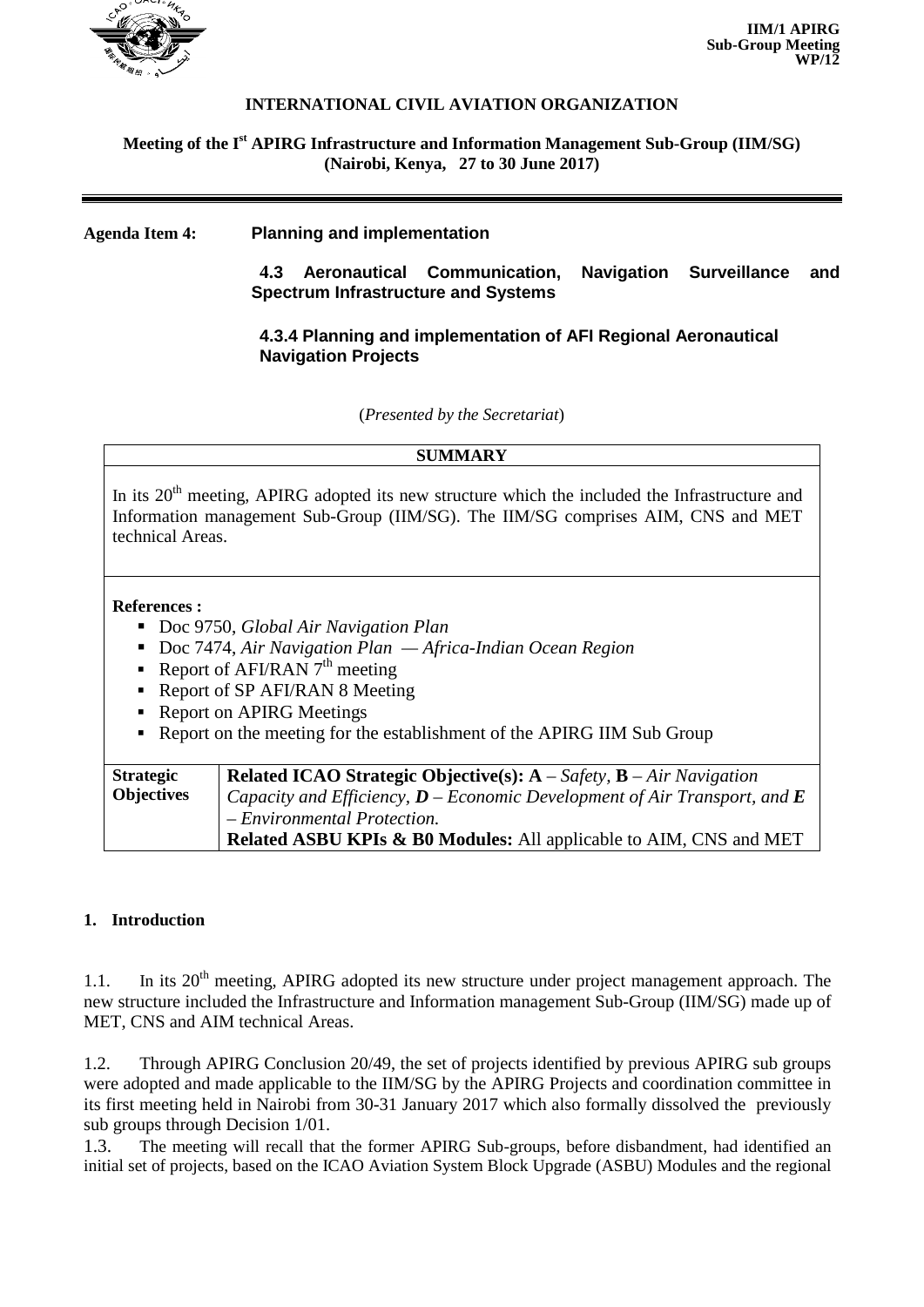IIM/1 APIRG
Sub-Group Meeting
WP/12

**INTERNATIONAL CIVIL AVIATION ORGANIZATION**

**Meeting of the I[st] APIRG Infrastructure and Information Management Sub-Group (IIM/SG)**
**(Nairobi, Kenya, 27 to 30 June 2017)**

---

**Agenda Item 4:** **Planning and implementation**

**4.3 Aeronautical Communication, Navigation Surveillance and Spectrum Infrastructure and Systems**

**4.3.4 Planning and implementation of AFI Regional Aeronautical Navigation Projects**

(*Presented by the Secretariat*)

| **SUMMARY** | |
|---|---|
| In its 20[th] meeting, APIRG adopted its new structure which the included the Infrastructure and Information management Sub-Group (IIM/SG). The IIM/SG comprises AIM, CNS and MET technical Areas. | |
| **References :**<br>▪ Doc 9750, *Global Air Navigation Plan*<br>▪ Doc 7474, *Air Navigation Plan — Africa-Indian Ocean Region*<br>▪ Report of AFI/RAN 7[th] meeting<br>▪ Report of SP AFI/RAN 8 Meeting<br>▪ Report on APIRG Meetings<br>▪ Report on the meeting for the establishment of the APIRG IIM Sub Group | |
| **Strategic Objectives** | **Related ICAO Strategic Objective(s): A** – *Safety*, **B** – *Air Navigation Capacity and Efficiency*, ***D*** – *Economic Development of Air Transport*, and ***E*** – *Environmental Protection.*<br>**Related ASBU KPIs & B0 Modules:** All applicable to AIM, CNS and MET |

## 1. Introduction

1.1. In its 20[th] meeting, APIRG adopted its new structure under project management approach. The new structure included the Infrastructure and Information management Sub-Group (IIM/SG) made up of MET, CNS and AIM technical Areas.

1.2. Through APIRG Conclusion 20/49, the set of projects identified by previous APIRG sub groups were adopted and made applicable to the IIM/SG by the APIRG Projects and coordination committee in its first meeting held in Nairobi from 30-31 January 2017 which also formally dissolved the previously sub groups through Decision 1/01.

1.3. The meeting will recall that the former APIRG Sub-groups, before disbandment, had identified an initial set of projects, based on the ICAO Aviation System Block Upgrade (ASBU) Modules and the regional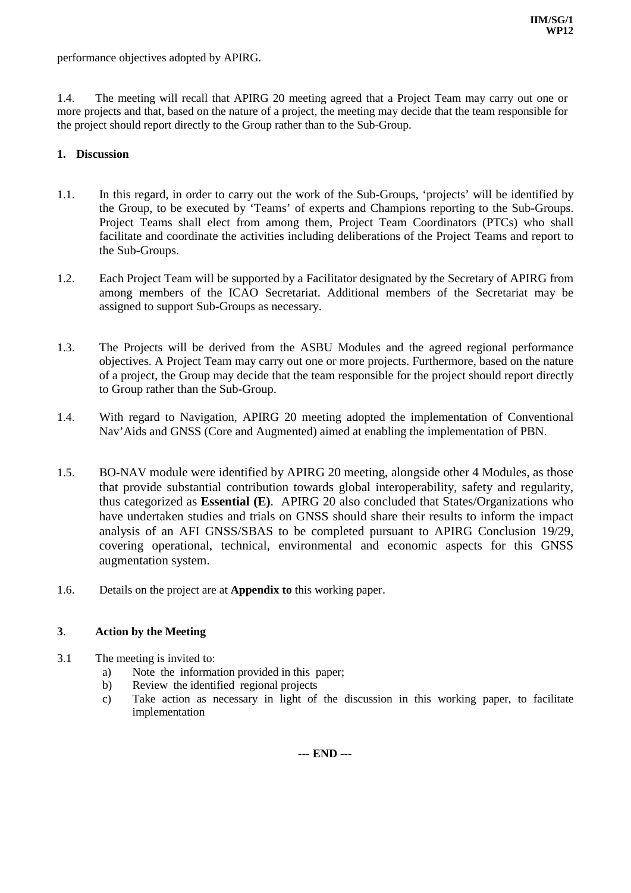performance objectives adopted by APIRG.

1.4. The meeting will recall that APIRG 20 meeting agreed that a Project Team may carry out one or more projects and that, based on the nature of a project, the meeting may decide that the team responsible for the project should report directly to the Group rather than to the Sub-Group.

## 1. Discussion

1.1. In this regard, in order to carry out the work of the Sub-Groups, 'projects' will be identified by the Group, to be executed by 'Teams' of experts and Champions reporting to the Sub-Groups. Project Teams shall elect from among them, Project Team Coordinators (PTCs) who shall facilitate and coordinate the activities including deliberations of the Project Teams and report to the Sub-Groups.

1.2. Each Project Team will be supported by a Facilitator designated by the Secretary of APIRG from among members of the ICAO Secretariat. Additional members of the Secretariat may be assigned to support Sub-Groups as necessary.

1.3. The Projects will be derived from the ASBU Modules and the agreed regional performance objectives. A Project Team may carry out one or more projects. Furthermore, based on the nature of a project, the Group may decide that the team responsible for the project should report directly to Group rather than the Sub-Group.

1.4. With regard to Navigation, APIRG 20 meeting adopted the implementation of Conventional Nav'Aids and GNSS (Core and Augmented) aimed at enabling the implementation of PBN.

1.5. BO-NAV module were identified by APIRG 20 meeting, alongside other 4 Modules, as those that provide substantial contribution towards global interoperability, safety and regularity, thus categorized as **Essential (E)**. APIRG 20 also concluded that States/Organizations who have undertaken studies and trials on GNSS should share their results to inform the impact analysis of an AFI GNSS/SBAS to be completed pursuant to APIRG Conclusion 19/29, covering operational, technical, environmental and economic aspects for this GNSS augmentation system.

1.6. Details on the project are at **Appendix to** this working paper.

## 3. Action by the Meeting

3.1 The meeting is invited to:

a) Note the information provided in this paper;
b) Review the identified regional projects
c) Take action as necessary in light of the discussion in this working paper, to facilitate implementation

**--- END ---**